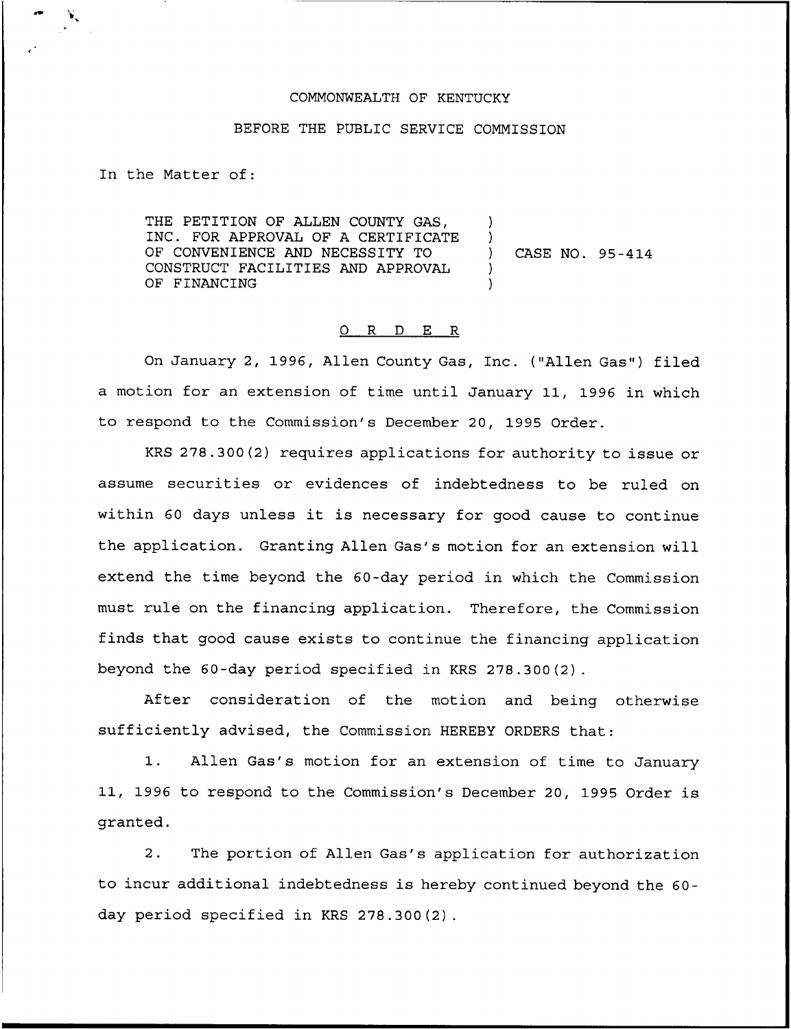COMMONWEALTH OF KENTUCKY

BEFORE THE PUBLIC SERVICE COMMISSION

In the Matter of:

THE PETITION OF ALLEN COUNTY GAS, INC. FOR APPROVAL OF A CERTIFICATE OF CONVENIENCE AND NECESSITY TO CONSTRUCT FACILITIES AND APPROVAL OF FINANCING ) CASE NO. 95-414

O R D E R

On January 2, 1996, Allen County Gas, Inc. ("Allen Gas") filed a motion for an extension of time until January 11, 1996 in which to respond to the Commission's December 20, 1995 Order.

KRS 278.300(2) requires applications for authority to issue or assume securities or evidences of indebtedness to be ruled on within 60 days unless it is necessary for good cause to continue the application. Granting Allen Gas's motion for an extension will extend the time beyond the 60-day period in which the Commission must rule on the financing application. Therefore, the Commission finds that good cause exists to continue the financing application beyond the 60-day period specified in KRS 278.300(2).

After consideration of the motion and being otherwise sufficiently advised, the Commission HEREBY ORDERS that:

1. Allen Gas's motion for an extension of time to January 11, 1996 to respond to the Commission's December 20, 1995 Order is granted.

2. The portion of Allen Gas's application for authorization to incur additional indebtedness is hereby continued beyond the 60-day period specified in KRS 278.300(2).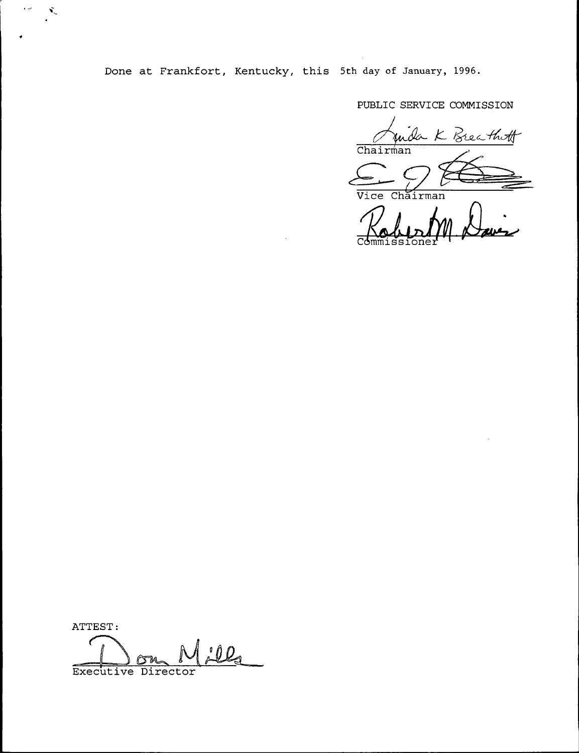Done at Frankfort, Kentucky, this 5th day of January, 1996.

PUBLIC SERVICE COMMISSION

Chairman

Vice Chairman

Commissioner

ATTEST:

Executive Director